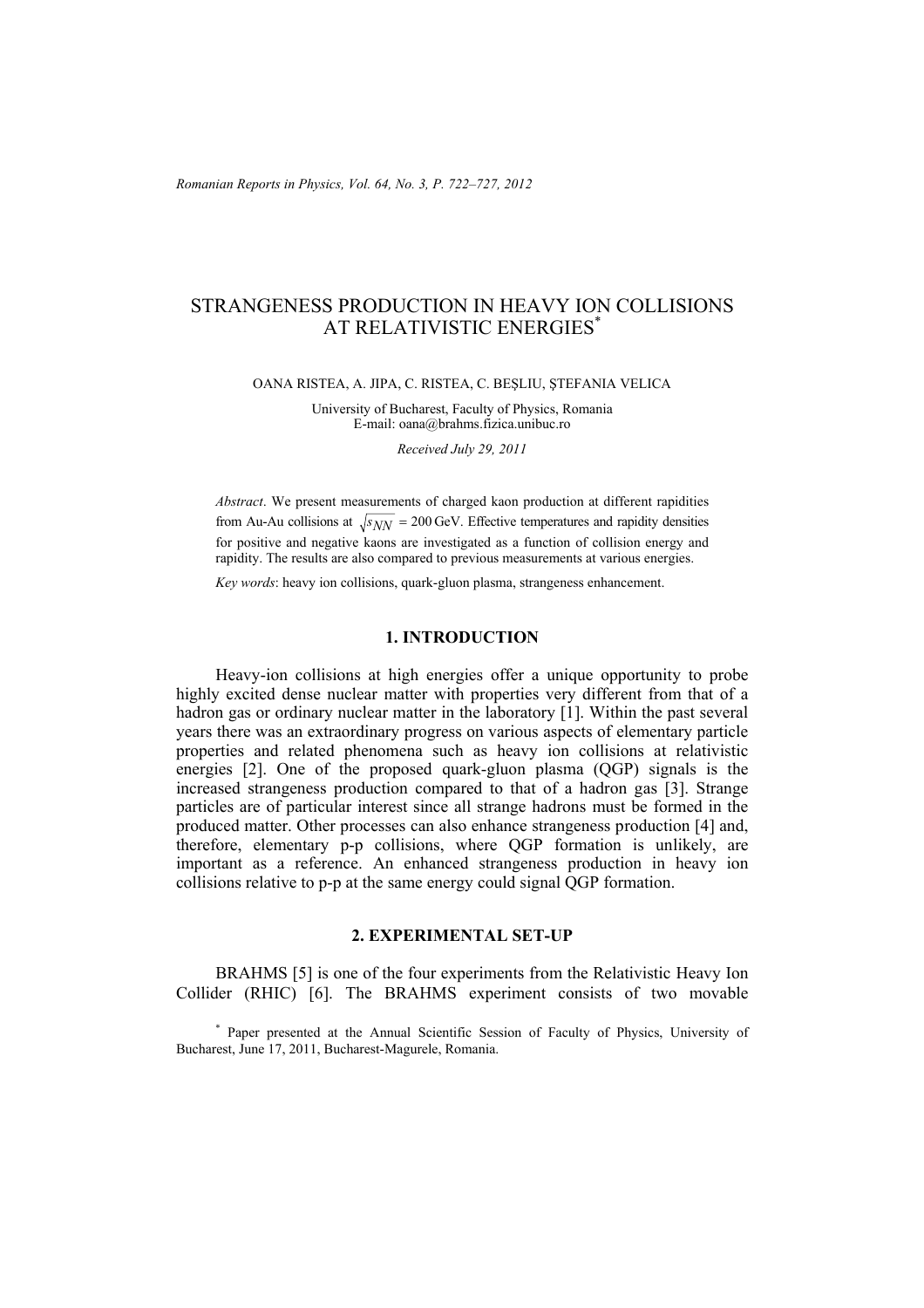# STRANGENESS PRODUCTION IN HEAVY ION COLLISIONS AT RELATIVISTIC ENERGIES*

OANA RISTEA, A. JIPA, C. RISTEA, C. BEŞLIU, ŞTEFANIA VELICA

University of Bucharest, Faculty of Physics, Romania
E-mail: oana@brahms.fizica.unibuc.ro

*Received July 29, 2011*

*Abstract*. We present measurements of charged kaon production at different rapidities from Au-Au collisions at $\sqrt{s_{NN}} = 200$ GeV. Effective temperatures and rapidity densities for positive and negative kaons are investigated as a function of collision energy and rapidity. The results are also compared to previous measurements at various energies.

*Key words*: heavy ion collisions, quark-gluon plasma, strangeness enhancement.

## 1. INTRODUCTION

Heavy-ion collisions at high energies offer a unique opportunity to probe highly excited dense nuclear matter with properties very different from that of a hadron gas or ordinary nuclear matter in the laboratory [1]. Within the past several years there was an extraordinary progress on various aspects of elementary particle properties and related phenomena such as heavy ion collisions at relativistic energies [2]. One of the proposed quark-gluon plasma (QGP) signals is the increased strangeness production compared to that of a hadron gas [3]. Strange particles are of particular interest since all strange hadrons must be formed in the produced matter. Other processes can also enhance strangeness production [4] and, therefore, elementary p-p collisions, where QGP formation is unlikely, are important as a reference. An enhanced strangeness production in heavy ion collisions relative to p-p at the same energy could signal QGP formation.

## 2. EXPERIMENTAL SET-UP

BRAHMS [5] is one of the four experiments from the Relativistic Heavy Ion Collider (RHIC) [6]. The BRAHMS experiment consists of two movable

* Paper presented at the Annual Scientific Session of Faculty of Physics, University of Bucharest, June 17, 2011, Bucharest-Magurele, Romania.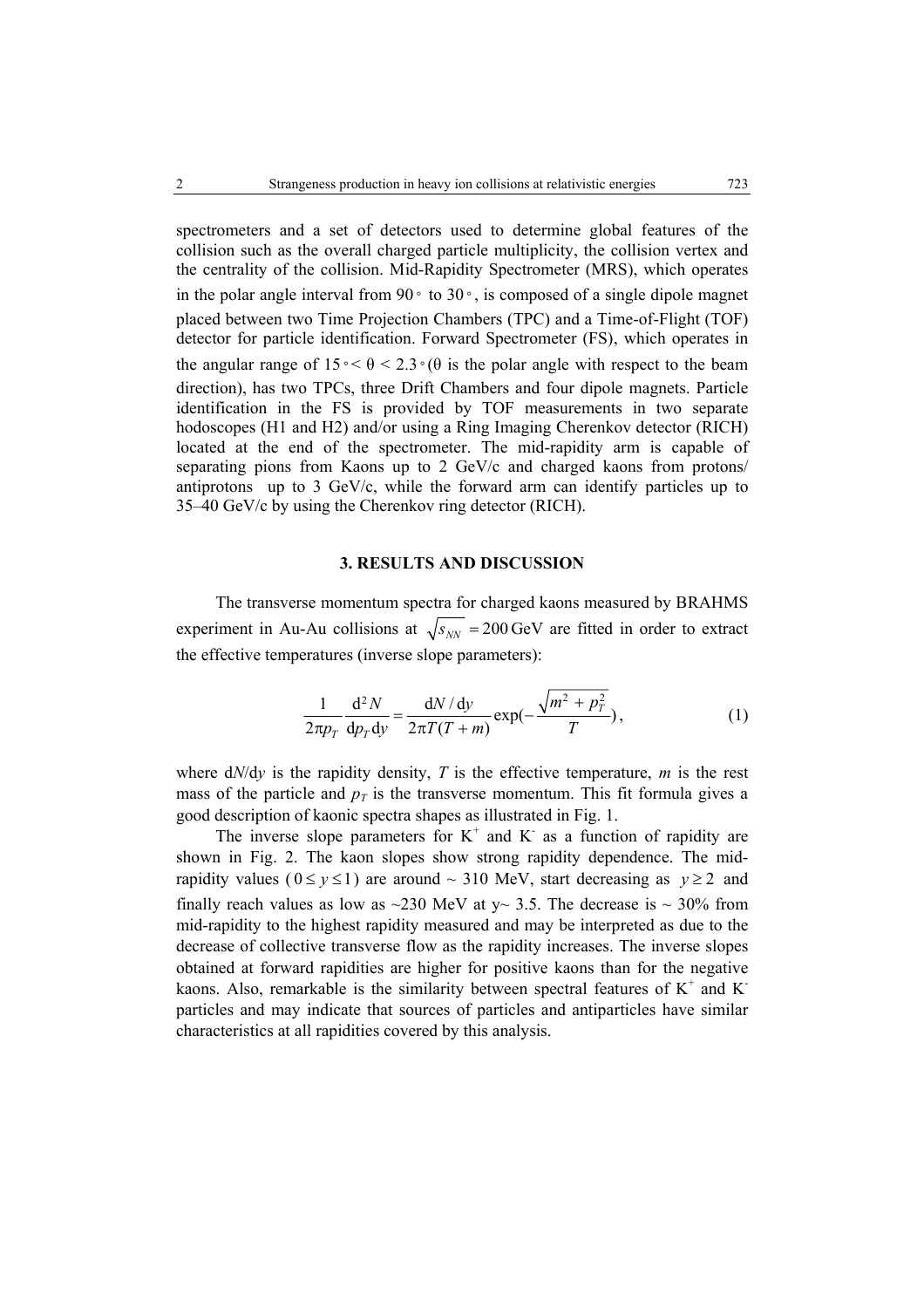spectrometers and a set of detectors used to determine global features of the collision such as the overall charged particle multiplicity, the collision vertex and the centrality of the collision. Mid-Rapidity Spectrometer (MRS), which operates in the polar angle interval from 90° to 30°, is composed of a single dipole magnet placed between two Time Projection Chambers (TPC) and a Time-of-Flight (TOF) detector for particle identification. Forward Spectrometer (FS), which operates in the angular range of $15° < \theta < 2.3°$ ($\theta$ is the polar angle with respect to the beam direction), has two TPCs, three Drift Chambers and four dipole magnets. Particle identification in the FS is provided by TOF measurements in two separate hodoscopes (H1 and H2) and/or using a Ring Imaging Cherenkov detector (RICH) located at the end of the spectrometer. The mid-rapidity arm is capable of separating pions from Kaons up to 2 GeV/c and charged kaons from protons/ antiprotons up to 3 GeV/c, while the forward arm can identify particles up to 35–40 GeV/c by using the Cherenkov ring detector (RICH).

## 3. RESULTS AND DISCUSSION

The transverse momentum spectra for charged kaons measured by BRAHMS experiment in Au-Au collisions at $\sqrt{s_{NN}} = 200\,\text{GeV}$ are fitted in order to extract the effective temperatures (inverse slope parameters):

$$\frac{1}{2\pi p_T}\frac{\mathrm{d}^2 N}{\mathrm{d}p_T\,\mathrm{d}y} = \frac{\mathrm{d}N/\mathrm{d}y}{2\pi T(T+m)}\exp\left(-\frac{\sqrt{m^2+p_T^2}}{T}\right), \tag{1}$$

where $\mathrm{d}N/\mathrm{d}y$ is the rapidity density, $T$ is the effective temperature, $m$ is the rest mass of the particle and $p_T$ is the transverse momentum. This fit formula gives a good description of kaonic spectra shapes as illustrated in Fig. 1.

The inverse slope parameters for $K^+$ and $K^-$ as a function of rapidity are shown in Fig. 2. The kaon slopes show strong rapidity dependence. The mid-rapidity values ($0 \le y \le 1$) are around ~ 310 MeV, start decreasing as $y \ge 2$ and finally reach values as low as ~230 MeV at y~ 3.5. The decrease is ~ 30% from mid-rapidity to the highest rapidity measured and may be interpreted as due to the decrease of collective transverse flow as the rapidity increases. The inverse slopes obtained at forward rapidities are higher for positive kaons than for the negative kaons. Also, remarkable is the similarity between spectral features of $K^+$ and $K^-$ particles and may indicate that sources of particles and antiparticles have similar characteristics at all rapidities covered by this analysis.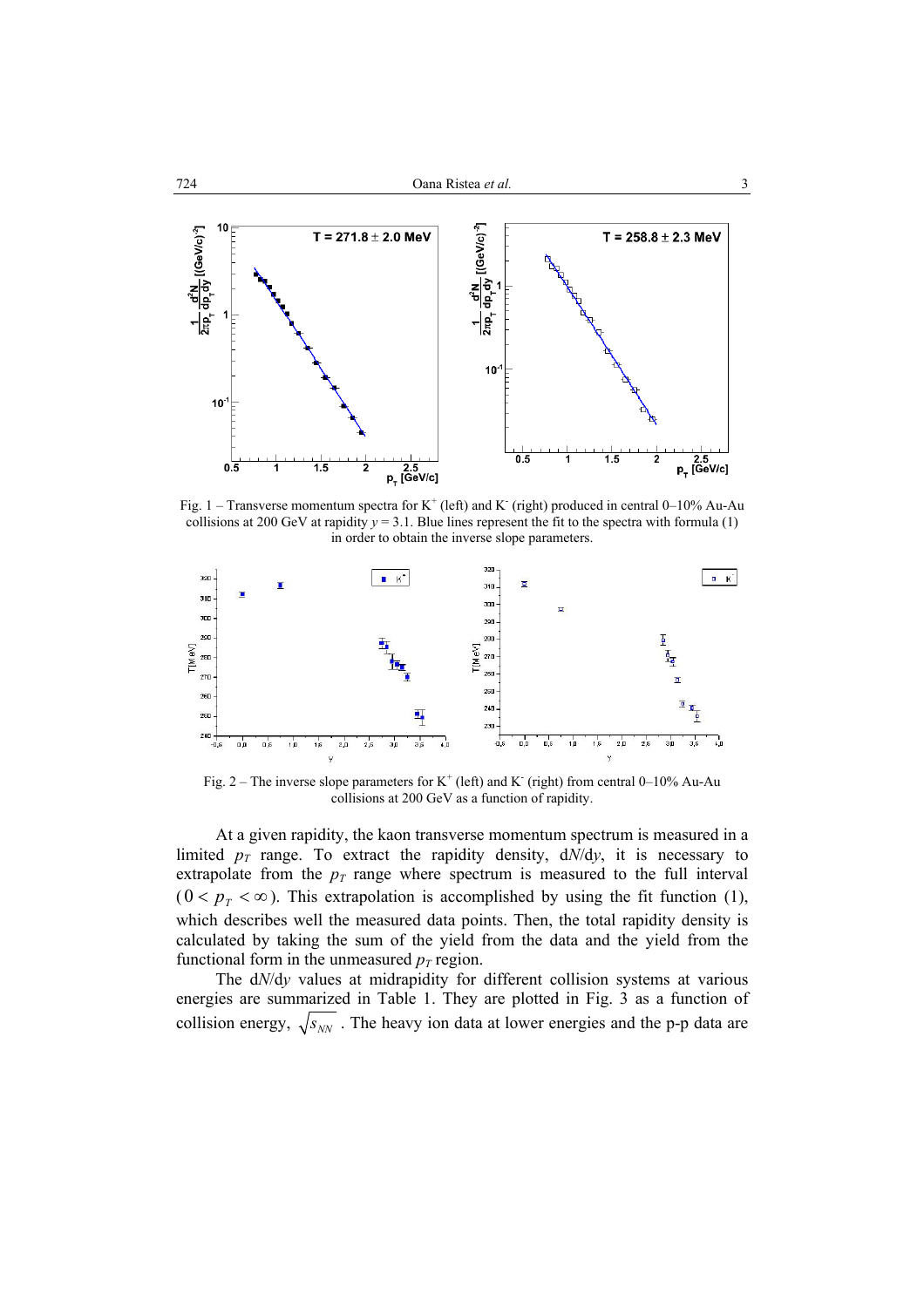Fig. 1 – Transverse momentum spectra for $K^+$ (left) and $K^-$ (right) produced in central 0–10% Au-Au collisions at 200 GeV at rapidity $y = 3.1$. Blue lines represent the fit to the spectra with formula (1) in order to obtain the inverse slope parameters.

Fig. 2 – The inverse slope parameters for $K^+$ (left) and $K^-$ (right) from central 0–10% Au-Au collisions at 200 GeV as a function of rapidity.

At a given rapidity, the kaon transverse momentum spectrum is measured in a limited $p_T$ range. To extract the rapidity density, d*N*/d*y*, it is necessary to extrapolate from the $p_T$ range where spectrum is measured to the full interval ($0 < p_T < \infty$). This extrapolation is accomplished by using the fit function (1), which describes well the measured data points. Then, the total rapidity density is calculated by taking the sum of the yield from the data and the yield from the functional form in the unmeasured $p_T$ region.

The d*N*/d*y* values at midrapidity for different collision systems at various energies are summarized in Table 1. They are plotted in Fig. 3 as a function of collision energy, $\sqrt{s_{NN}}$. The heavy ion data at lower energies and the p-p data are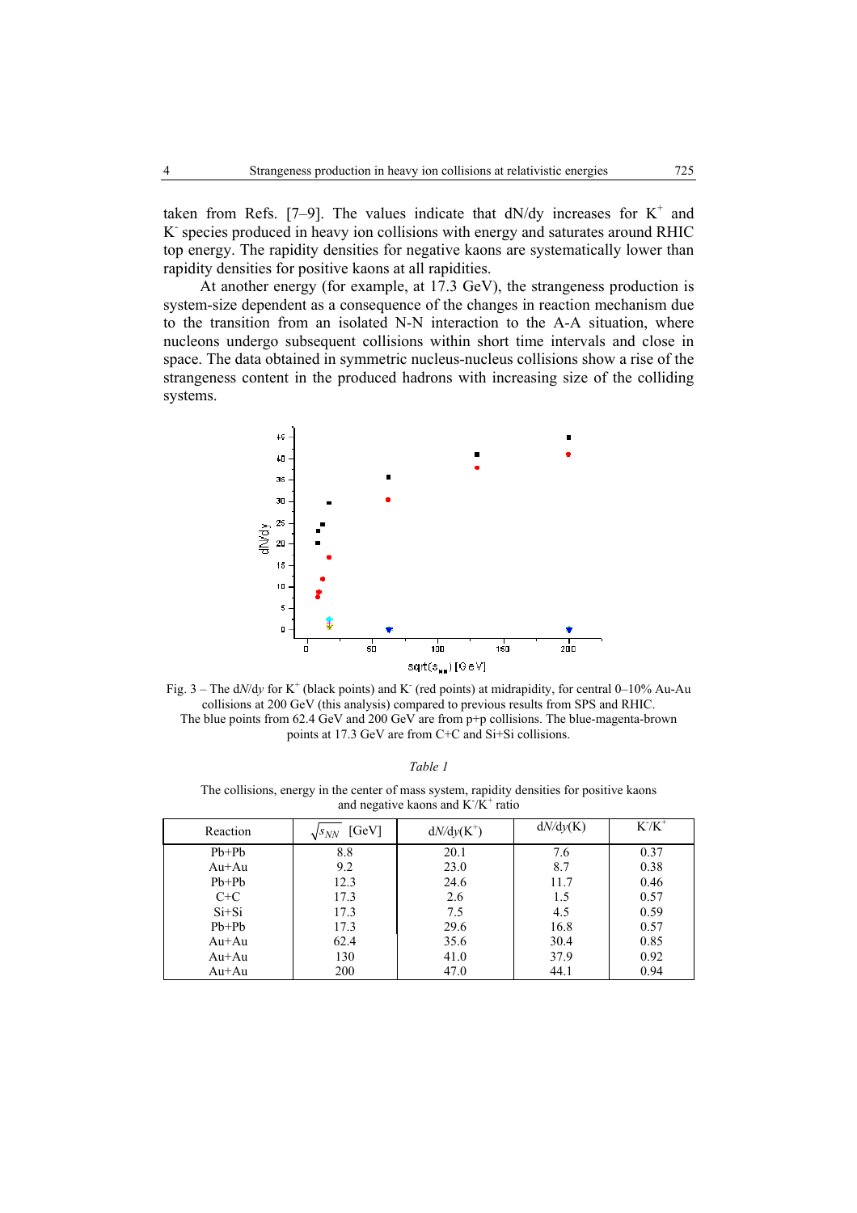taken from Refs. [7–9]. The values indicate that dN/dy increases for $K^+$ and $K^-$ species produced in heavy ion collisions with energy and saturates around RHIC top energy. The rapidity densities for negative kaons are systematically lower than rapidity densities for positive kaons at all rapidities.

At another energy (for example, at 17.3 GeV), the strangeness production is system-size dependent as a consequence of the changes in reaction mechanism due to the transition from an isolated N-N interaction to the A-A situation, where nucleons undergo subsequent collisions within short time intervals and close in space. The data obtained in symmetric nucleus-nucleus collisions show a rise of the strangeness content in the produced hadrons with increasing size of the colliding systems.

Fig. 3 – The d*N*/d*y* for $K^+$ (black points) and $K^-$ (red points) at midrapidity, for central 0–10% Au-Au collisions at 200 GeV (this analysis) compared to previous results from SPS and RHIC. The blue points from 62.4 GeV and 200 GeV are from p+p collisions. The blue-magenta-brown points at 17.3 GeV are from C+C and Si+Si collisions.

*Table 1*

The collisions, energy in the center of mass system, rapidity densities for positive kaons and negative kaons and $K^-/K^+$ ratio

| Reaction | $\sqrt{s_{NN}}$ [GeV] | d*N*/d*y*($K^+$) | d*N*/d*y*($K^-$) | $K^-/K^+$ |
|---|---|---|---|---|
| Pb+Pb | 8.8 | 20.1 | 7.6 | 0.37 |
| Au+Au | 9.2 | 23.0 | 8.7 | 0.38 |
| Pb+Pb | 12.3 | 24.6 | 11.7 | 0.46 |
| C+C | 17.3 | 2.6 | 1.5 | 0.57 |
| Si+Si | 17.3 | 7.5 | 4.5 | 0.59 |
| Pb+Pb | 17.3 | 29.6 | 16.8 | 0.57 |
| Au+Au | 62.4 | 35.6 | 30.4 | 0.85 |
| Au+Au | 130 | 41.0 | 37.9 | 0.92 |
| Au+Au | 200 | 47.0 | 44.1 | 0.94 |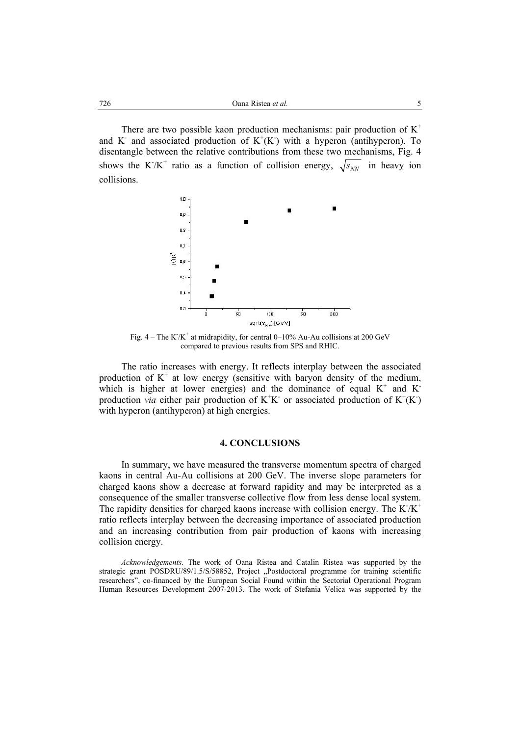There are two possible kaon production mechanisms: pair production of $K^+$ and $K^-$ and associated production of $K^+(K^-)$ with a hyperon (antihyperon). To disentangle between the relative contributions from these two mechanisms, Fig. 4 shows the $K^-/K^+$ ratio as a function of collision energy, $\sqrt{s_{NN}}$ in heavy ion collisions.

Fig. 4 – The $K^-/K^+$ at midrapidity, for central 0–10% Au-Au collisions at 200 GeV compared to previous results from SPS and RHIC.

The ratio increases with energy. It reflects interplay between the associated production of $K^+$ at low energy (sensitive with baryon density of the medium, which is higher at lower energies) and the dominance of equal $K^+$ and $K^-$ production *via* either pair production of $K^+K^-$ or associated production of $K^+(K^-)$ with hyperon (antihyperon) at high energies.

## 4. CONCLUSIONS

In summary, we have measured the transverse momentum spectra of charged kaons in central Au-Au collisions at 200 GeV. The inverse slope parameters for charged kaons show a decrease at forward rapidity and may be interpreted as a consequence of the smaller transverse collective flow from less dense local system. The rapidity densities for charged kaons increase with collision energy. The $K^-/K^+$ ratio reflects interplay between the decreasing importance of associated production and an increasing contribution from pair production of kaons with increasing collision energy.

*Acknowledgements*. The work of Oana Ristea and Catalin Ristea was supported by the strategic grant POSDRU/89/1.5/S/58852, Project „Postdoctoral programme for training scientific researchers", co-financed by the European Social Found within the Sectorial Operational Program Human Resources Development 2007-2013. The work of Stefania Velica was supported by the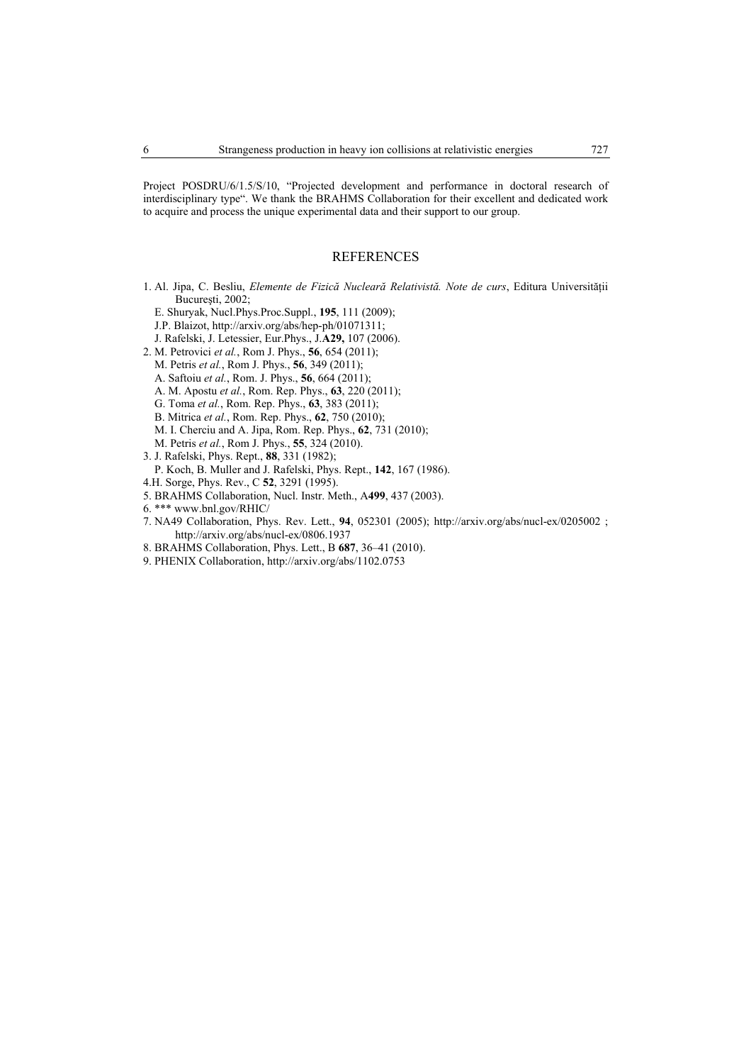Project POSDRU/6/1.5/S/10, "Projected development and performance in doctoral research of interdisciplinary type". We thank the BRAHMS Collaboration for their excellent and dedicated work to acquire and process the unique experimental data and their support to our group.

## REFERENCES

1. Al. Jipa, C. Besliu, *Elemente de Fizică Nucleară Relativistă. Note de curs*, Editura Universității Bucureşti, 2002;
   E. Shuryak, Nucl.Phys.Proc.Suppl., **195**, 111 (2009);
   J.P. Blaizot, http://arxiv.org/abs/hep-ph/01071311;
   J. Rafelski, J. Letessier, Eur.Phys., J.**A29,** 107 (2006).
2. M. Petrovici *et al.*, Rom J. Phys., **56**, 654 (2011);
   M. Petris *et al.*, Rom J. Phys., **56**, 349 (2011);
   A. Saftoiu *et al.*, Rom. J. Phys., **56**, 664 (2011);
   A. M. Apostu *et al.*, Rom. Rep. Phys., **63**, 220 (2011);
   G. Toma *et al.*, Rom. Rep. Phys., **63**, 383 (2011);
   B. Mitrica *et al.*, Rom. Rep. Phys., **62**, 750 (2010);
   M. I. Cherciu and A. Jipa, Rom. Rep. Phys., **62**, 731 (2010);
   M. Petris *et al.*, Rom J. Phys., **55**, 324 (2010).
3. J. Rafelski, Phys. Rept., **88**, 331 (1982);
   P. Koch, B. Muller and J. Rafelski, Phys. Rept., **142**, 167 (1986).
4. H. Sorge, Phys. Rev., C **52**, 3291 (1995).
5. BRAHMS Collaboration, Nucl. Instr. Meth., A**499**, 437 (2003).
6. *** www.bnl.gov/RHIC/
7. NA49 Collaboration, Phys. Rev. Lett., **94**, 052301 (2005); http://arxiv.org/abs/nucl-ex/0205002 ; http://arxiv.org/abs/nucl-ex/0806.1937
8. BRAHMS Collaboration, Phys. Lett., B **687**, 36–41 (2010).
9. PHENIX Collaboration, http://arxiv.org/abs/1102.0753